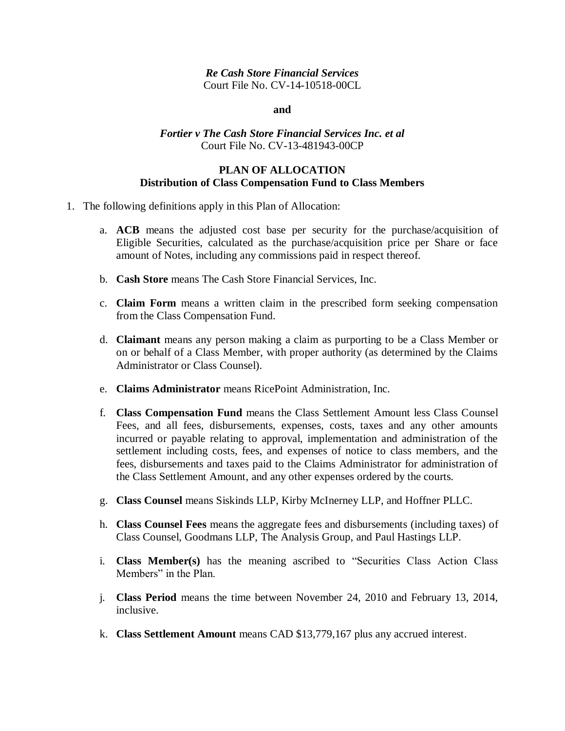*Re Cash Store Financial Services*
Court File No. CV-14-10518-00CL

**and**

*Fortier v The Cash Store Financial Services Inc. et al*
Court File No. CV-13-481943-00CP

## PLAN OF ALLOCATION
### Distribution of Class Compensation Fund to Class Members

1. The following definitions apply in this Plan of Allocation:

    a. **ACB** means the adjusted cost base per security for the purchase/acquisition of Eligible Securities, calculated as the purchase/acquisition price per Share or face amount of Notes, including any commissions paid in respect thereof.

    b. **Cash Store** means The Cash Store Financial Services, Inc.

    c. **Claim Form** means a written claim in the prescribed form seeking compensation from the Class Compensation Fund.

    d. **Claimant** means any person making a claim as purporting to be a Class Member or on or behalf of a Class Member, with proper authority (as determined by the Claims Administrator or Class Counsel).

    e. **Claims Administrator** means RicePoint Administration, Inc.

    f. **Class Compensation Fund** means the Class Settlement Amount less Class Counsel Fees, and all fees, disbursements, expenses, costs, taxes and any other amounts incurred or payable relating to approval, implementation and administration of the settlement including costs, fees, and expenses of notice to class members, and the fees, disbursements and taxes paid to the Claims Administrator for administration of the Class Settlement Amount, and any other expenses ordered by the courts.

    g. **Class Counsel** means Siskinds LLP, Kirby McInerney LLP, and Hoffner PLLC.

    h. **Class Counsel Fees** means the aggregate fees and disbursements (including taxes) of Class Counsel, Goodmans LLP, The Analysis Group, and Paul Hastings LLP.

    i. **Class Member(s)** has the meaning ascribed to "Securities Class Action Class Members" in the Plan.

    j. **Class Period** means the time between November 24, 2010 and February 13, 2014, inclusive.

    k. **Class Settlement Amount** means CAD $13,779,167 plus any accrued interest.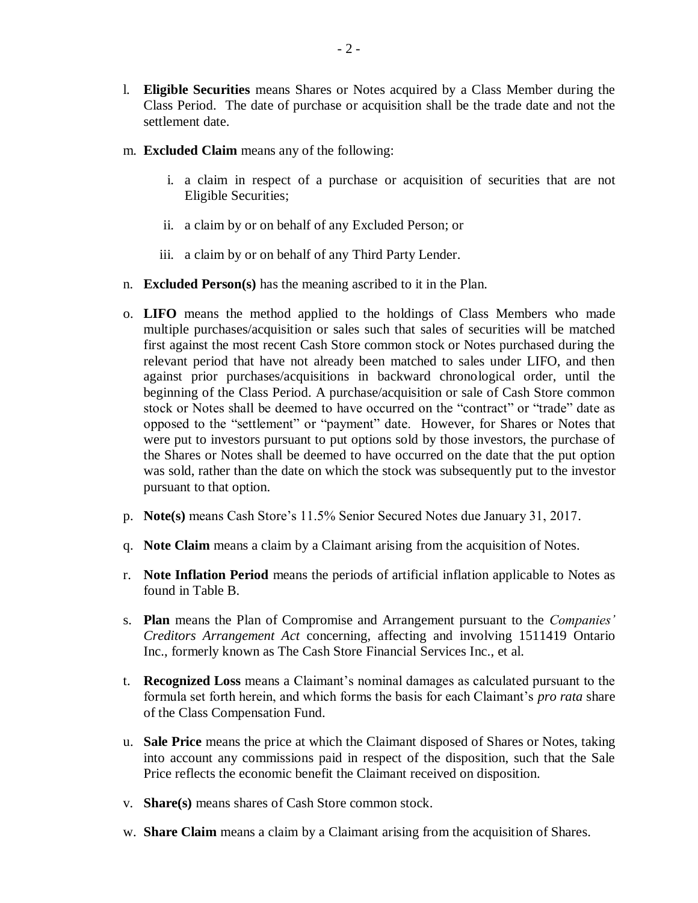l. **Eligible Securities** means Shares or Notes acquired by a Class Member during the Class Period. The date of purchase or acquisition shall be the trade date and not the settlement date.

m. **Excluded Claim** means any of the following:

   i. a claim in respect of a purchase or acquisition of securities that are not Eligible Securities;

   ii. a claim by or on behalf of any Excluded Person; or

   iii. a claim by or on behalf of any Third Party Lender.

n. **Excluded Person(s)** has the meaning ascribed to it in the Plan.

o. **LIFO** means the method applied to the holdings of Class Members who made multiple purchases/acquisition or sales such that sales of securities will be matched first against the most recent Cash Store common stock or Notes purchased during the relevant period that have not already been matched to sales under LIFO, and then against prior purchases/acquisitions in backward chronological order, until the beginning of the Class Period. A purchase/acquisition or sale of Cash Store common stock or Notes shall be deemed to have occurred on the "contract" or "trade" date as opposed to the "settlement" or "payment" date. However, for Shares or Notes that were put to investors pursuant to put options sold by those investors, the purchase of the Shares or Notes shall be deemed to have occurred on the date that the put option was sold, rather than the date on which the stock was subsequently put to the investor pursuant to that option.

p. **Note(s)** means Cash Store's 11.5% Senior Secured Notes due January 31, 2017.

q. **Note Claim** means a claim by a Claimant arising from the acquisition of Notes.

r. **Note Inflation Period** means the periods of artificial inflation applicable to Notes as found in Table B.

s. **Plan** means the Plan of Compromise and Arrangement pursuant to the *Companies' Creditors Arrangement Act* concerning, affecting and involving 1511419 Ontario Inc., formerly known as The Cash Store Financial Services Inc., et al.

t. **Recognized Loss** means a Claimant's nominal damages as calculated pursuant to the formula set forth herein, and which forms the basis for each Claimant's *pro rata* share of the Class Compensation Fund.

u. **Sale Price** means the price at which the Claimant disposed of Shares or Notes, taking into account any commissions paid in respect of the disposition, such that the Sale Price reflects the economic benefit the Claimant received on disposition.

v. **Share(s)** means shares of Cash Store common stock.

w. **Share Claim** means a claim by a Claimant arising from the acquisition of Shares.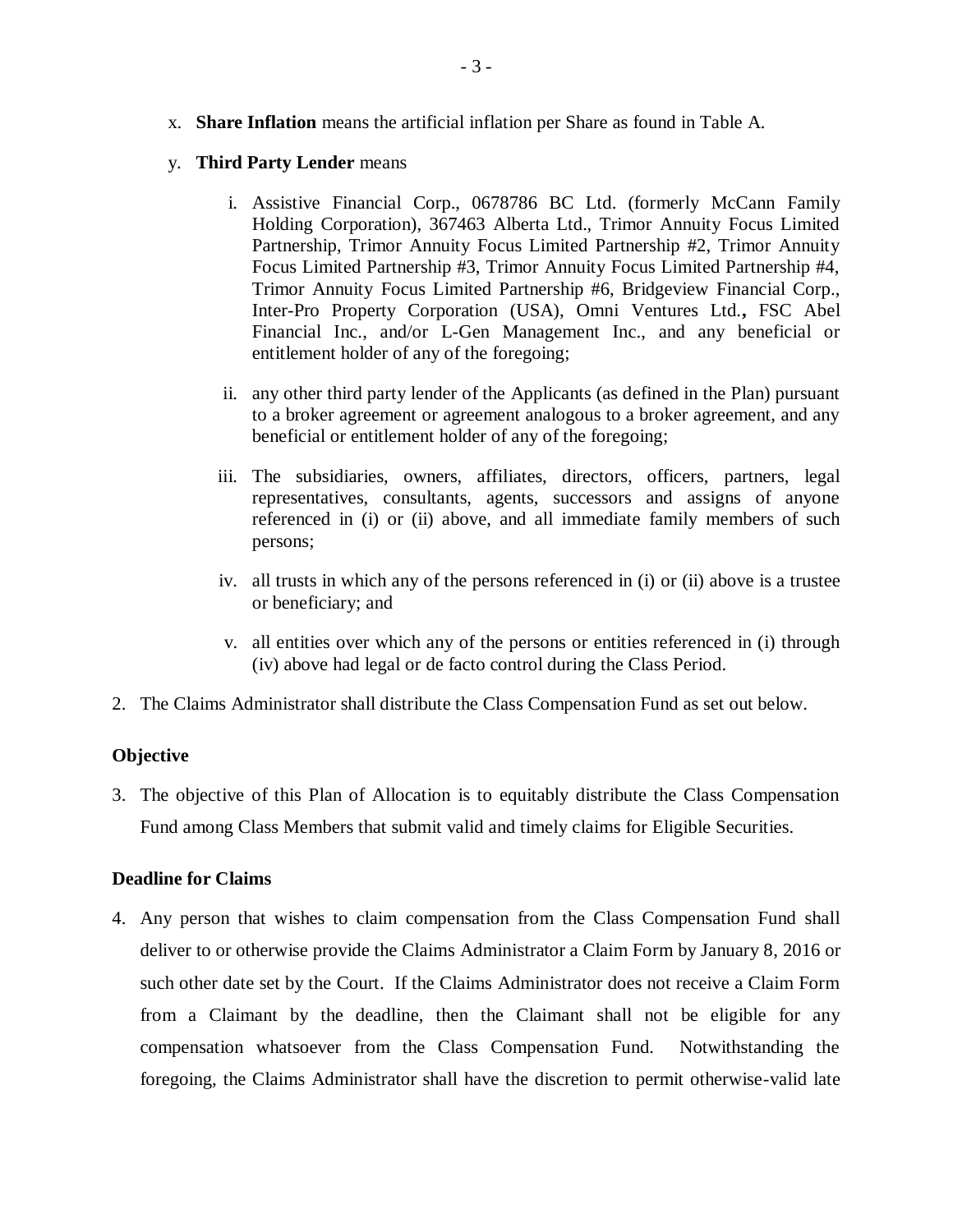x. **Share Inflation** means the artificial inflation per Share as found in Table A.

y. **Third Party Lender** means

   i. Assistive Financial Corp., 0678786 BC Ltd. (formerly McCann Family Holding Corporation), 367463 Alberta Ltd., Trimor Annuity Focus Limited Partnership, Trimor Annuity Focus Limited Partnership #2, Trimor Annuity Focus Limited Partnership #3, Trimor Annuity Focus Limited Partnership #4, Trimor Annuity Focus Limited Partnership #6, Bridgeview Financial Corp., Inter-Pro Property Corporation (USA), Omni Ventures Ltd.**,** FSC Abel Financial Inc., and/or L-Gen Management Inc., and any beneficial or entitlement holder of any of the foregoing;

   ii. any other third party lender of the Applicants (as defined in the Plan) pursuant to a broker agreement or agreement analogous to a broker agreement, and any beneficial or entitlement holder of any of the foregoing;

   iii. The subsidiaries, owners, affiliates, directors, officers, partners, legal representatives, consultants, agents, successors and assigns of anyone referenced in (i) or (ii) above, and all immediate family members of such persons;

   iv. all trusts in which any of the persons referenced in (i) or (ii) above is a trustee or beneficiary; and

   v. all entities over which any of the persons or entities referenced in (i) through (iv) above had legal or de facto control during the Class Period.

2. The Claims Administrator shall distribute the Class Compensation Fund as set out below.

### Objective

3. The objective of this Plan of Allocation is to equitably distribute the Class Compensation Fund among Class Members that submit valid and timely claims for Eligible Securities.

### Deadline for Claims

4. Any person that wishes to claim compensation from the Class Compensation Fund shall deliver to or otherwise provide the Claims Administrator a Claim Form by January 8, 2016 or such other date set by the Court. If the Claims Administrator does not receive a Claim Form from a Claimant by the deadline, then the Claimant shall not be eligible for any compensation whatsoever from the Class Compensation Fund. Notwithstanding the foregoing, the Claims Administrator shall have the discretion to permit otherwise-valid late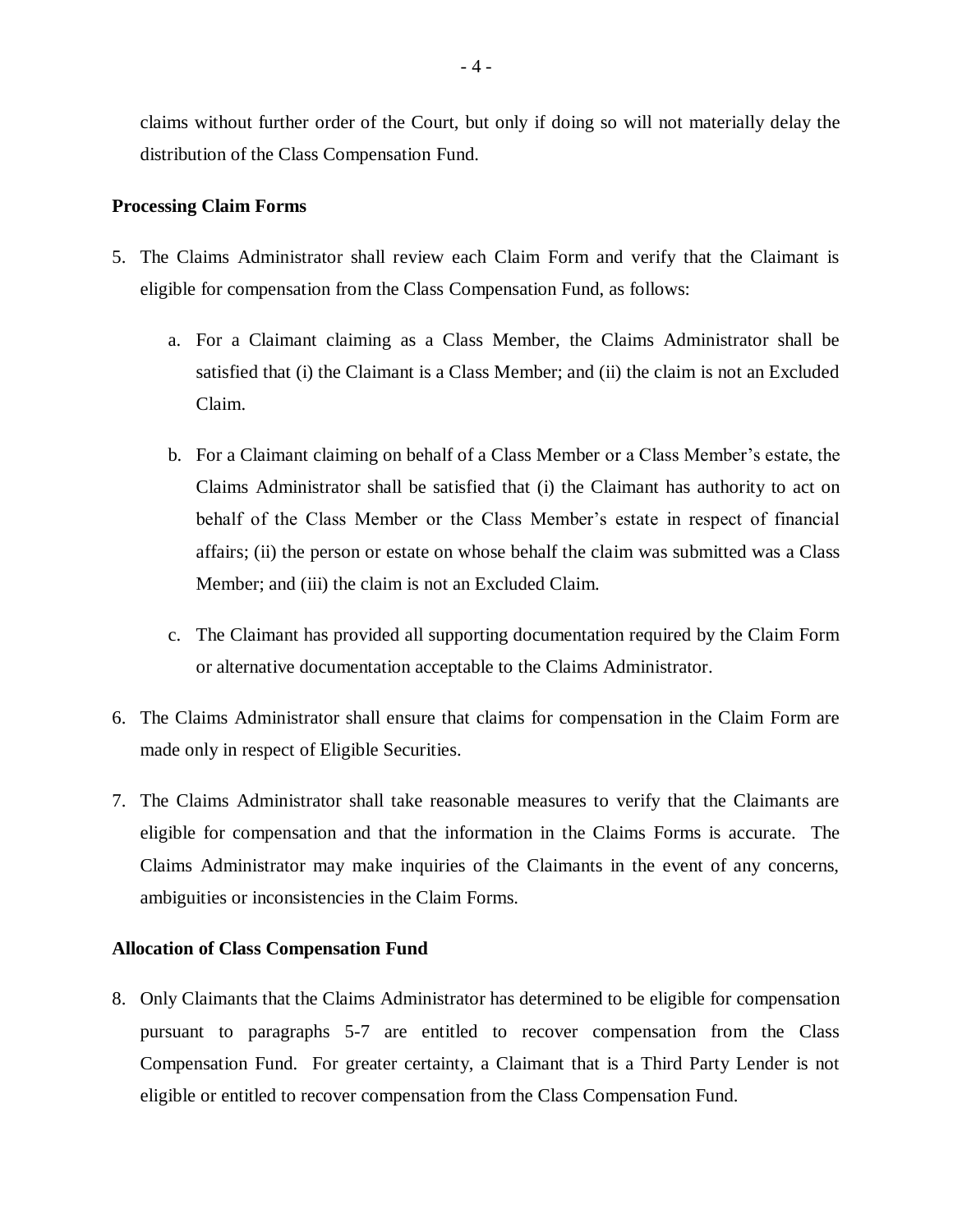claims without further order of the Court, but only if doing so will not materially delay the distribution of the Class Compensation Fund.

**Processing Claim Forms**

5. The Claims Administrator shall review each Claim Form and verify that the Claimant is eligible for compensation from the Class Compensation Fund, as follows:

   a. For a Claimant claiming as a Class Member, the Claims Administrator shall be satisfied that (i) the Claimant is a Class Member; and (ii) the claim is not an Excluded Claim.

   b. For a Claimant claiming on behalf of a Class Member or a Class Member's estate, the Claims Administrator shall be satisfied that (i) the Claimant has authority to act on behalf of the Class Member or the Class Member's estate in respect of financial affairs; (ii) the person or estate on whose behalf the claim was submitted was a Class Member; and (iii) the claim is not an Excluded Claim.

   c. The Claimant has provided all supporting documentation required by the Claim Form or alternative documentation acceptable to the Claims Administrator.

6. The Claims Administrator shall ensure that claims for compensation in the Claim Form are made only in respect of Eligible Securities.

7. The Claims Administrator shall take reasonable measures to verify that the Claimants are eligible for compensation and that the information in the Claims Forms is accurate. The Claims Administrator may make inquiries of the Claimants in the event of any concerns, ambiguities or inconsistencies in the Claim Forms.

**Allocation of Class Compensation Fund**

8. Only Claimants that the Claims Administrator has determined to be eligible for compensation pursuant to paragraphs 5-7 are entitled to recover compensation from the Class Compensation Fund. For greater certainty, a Claimant that is a Third Party Lender is not eligible or entitled to recover compensation from the Class Compensation Fund.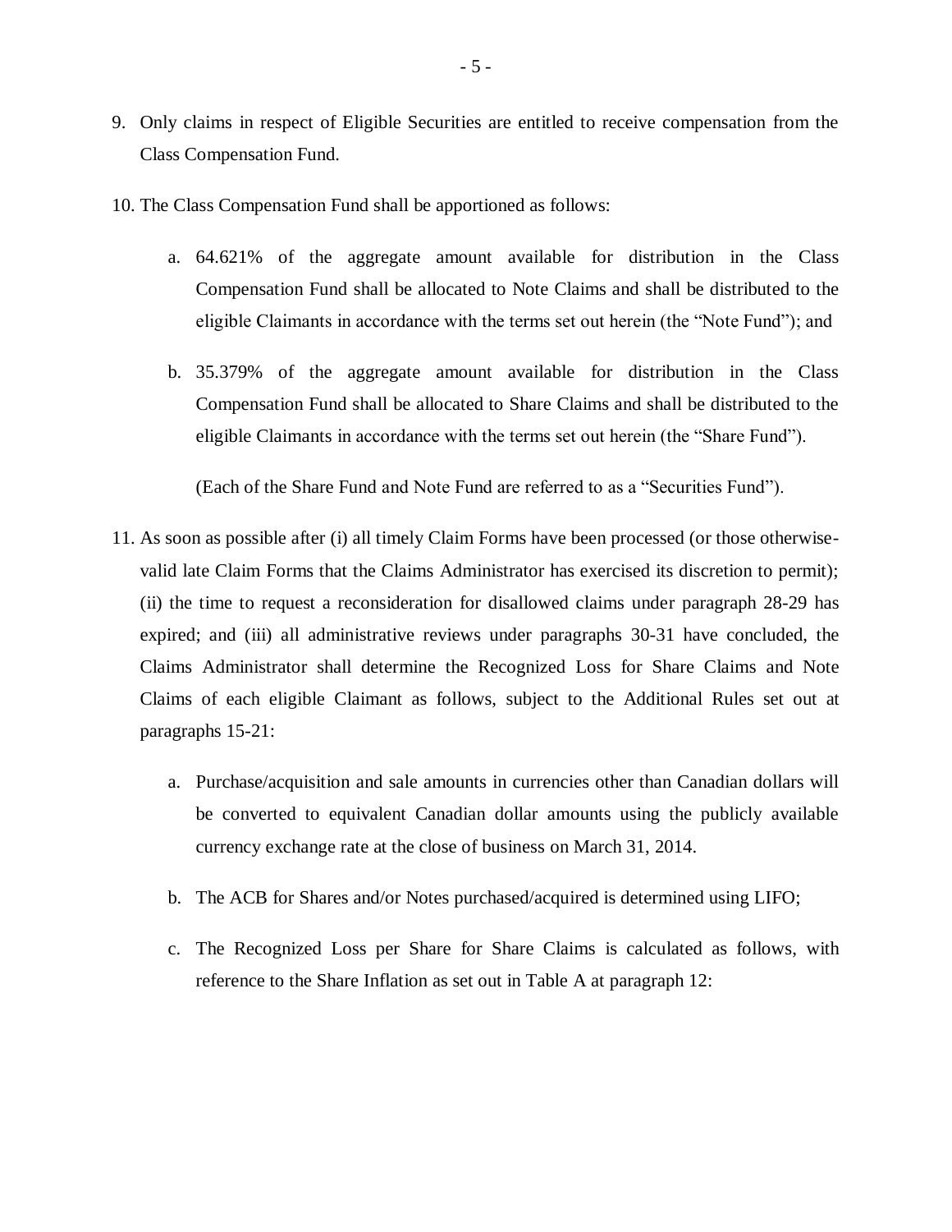9. Only claims in respect of Eligible Securities are entitled to receive compensation from the Class Compensation Fund.

10. The Class Compensation Fund shall be apportioned as follows:

    a. 64.621% of the aggregate amount available for distribution in the Class Compensation Fund shall be allocated to Note Claims and shall be distributed to the eligible Claimants in accordance with the terms set out herein (the "Note Fund"); and

    b. 35.379% of the aggregate amount available for distribution in the Class Compensation Fund shall be allocated to Share Claims and shall be distributed to the eligible Claimants in accordance with the terms set out herein (the "Share Fund").

    (Each of the Share Fund and Note Fund are referred to as a "Securities Fund").

11. As soon as possible after (i) all timely Claim Forms have been processed (or those otherwise-valid late Claim Forms that the Claims Administrator has exercised its discretion to permit); (ii) the time to request a reconsideration for disallowed claims under paragraph 28-29 has expired; and (iii) all administrative reviews under paragraphs 30-31 have concluded, the Claims Administrator shall determine the Recognized Loss for Share Claims and Note Claims of each eligible Claimant as follows, subject to the Additional Rules set out at paragraphs 15-21:

    a. Purchase/acquisition and sale amounts in currencies other than Canadian dollars will be converted to equivalent Canadian dollar amounts using the publicly available currency exchange rate at the close of business on March 31, 2014.

    b. The ACB for Shares and/or Notes purchased/acquired is determined using LIFO;

    c. The Recognized Loss per Share for Share Claims is calculated as follows, with reference to the Share Inflation as set out in Table A at paragraph 12: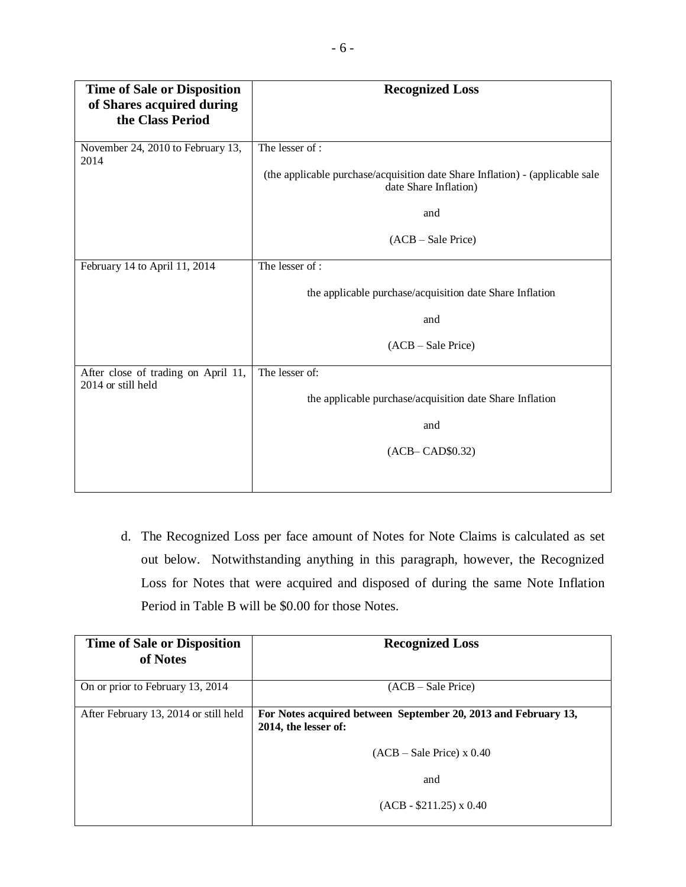| Time of Sale or Disposition of Shares acquired during the Class Period | Recognized Loss |
|---|---|
| November 24, 2010 to February 13, 2014 | The lesser of : (the applicable purchase/acquisition date Share Inflation) - (applicable sale date Share Inflation) and (ACB – Sale Price) |
| February 14 to April 11, 2014 | The lesser of : the applicable purchase/acquisition date Share Inflation and (ACB – Sale Price) |
| After close of trading on April 11, 2014 or still held | The lesser of: the applicable purchase/acquisition date Share Inflation and (ACB– CAD$0.32) |

d. The Recognized Loss per face amount of Notes for Note Claims is calculated as set out below. Notwithstanding anything in this paragraph, however, the Recognized Loss for Notes that were acquired and disposed of during the same Note Inflation Period in Table B will be $0.00 for those Notes.

| Time of Sale or Disposition of Notes | Recognized Loss |
|---|---|
| On or prior to February 13, 2014 | (ACB – Sale Price) |
| After February 13, 2014 or still held | **For Notes acquired between September 20, 2013 and February 13, 2014, the lesser of:** (ACB – Sale Price) x 0.40 and (ACB - $211.25) x 0.40 |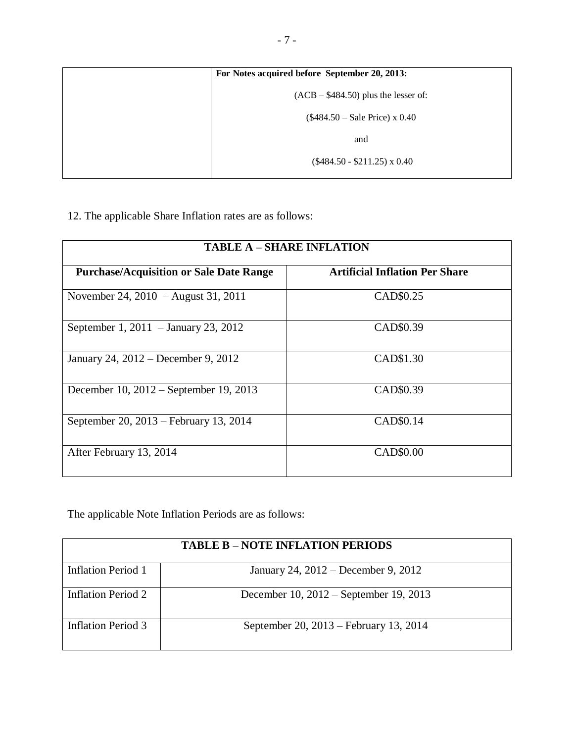| | For Notes acquired before September 20, 2013: |
|---|---|
| | (ACB – \$484.50) plus the lesser of: |
| | (\$484.50 – Sale Price) x 0.40 |
| | and |
| | (\$484.50 - \$211.25) x 0.40 |

12. The applicable Share Inflation rates are as follows:

| TABLE A – SHARE INFLATION | |
|---|---|
| **Purchase/Acquisition or Sale Date Range** | **Artificial Inflation Per Share** |
| November 24, 2010 – August 31, 2011 | CAD\$0.25 |
| September 1, 2011 – January 23, 2012 | CAD\$0.39 |
| January 24, 2012 – December 9, 2012 | CAD\$1.30 |
| December 10, 2012 – September 19, 2013 | CAD\$0.39 |
| September 20, 2013 – February 13, 2014 | CAD\$0.14 |
| After February 13, 2014 | CAD\$0.00 |

The applicable Note Inflation Periods are as follows:

| TABLE B – NOTE INFLATION PERIODS | |
|---|---|
| Inflation Period 1 | January 24, 2012 – December 9, 2012 |
| Inflation Period 2 | December 10, 2012 – September 19, 2013 |
| Inflation Period 3 | September 20, 2013 – February 13, 2014 |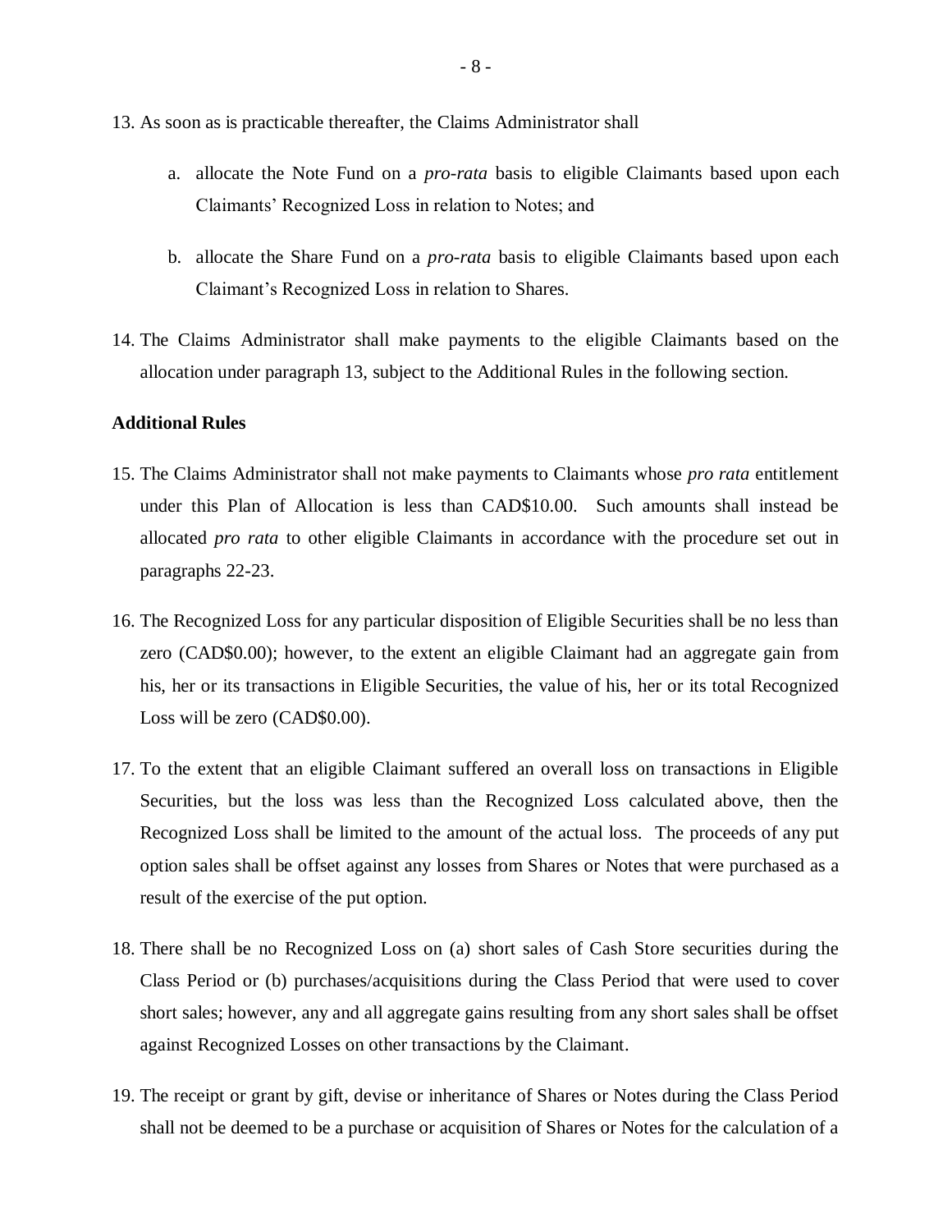13. As soon as is practicable thereafter, the Claims Administrator shall

    a. allocate the Note Fund on a *pro-rata* basis to eligible Claimants based upon each Claimants' Recognized Loss in relation to Notes; and

    b. allocate the Share Fund on a *pro-rata* basis to eligible Claimants based upon each Claimant's Recognized Loss in relation to Shares.

14. The Claims Administrator shall make payments to the eligible Claimants based on the allocation under paragraph 13, subject to the Additional Rules in the following section.

**Additional Rules**

15. The Claims Administrator shall not make payments to Claimants whose *pro rata* entitlement under this Plan of Allocation is less than CAD$10.00. Such amounts shall instead be allocated *pro rata* to other eligible Claimants in accordance with the procedure set out in paragraphs 22-23.

16. The Recognized Loss for any particular disposition of Eligible Securities shall be no less than zero (CAD$0.00); however, to the extent an eligible Claimant had an aggregate gain from his, her or its transactions in Eligible Securities, the value of his, her or its total Recognized Loss will be zero (CAD$0.00).

17. To the extent that an eligible Claimant suffered an overall loss on transactions in Eligible Securities, but the loss was less than the Recognized Loss calculated above, then the Recognized Loss shall be limited to the amount of the actual loss. The proceeds of any put option sales shall be offset against any losses from Shares or Notes that were purchased as a result of the exercise of the put option.

18. There shall be no Recognized Loss on (a) short sales of Cash Store securities during the Class Period or (b) purchases/acquisitions during the Class Period that were used to cover short sales; however, any and all aggregate gains resulting from any short sales shall be offset against Recognized Losses on other transactions by the Claimant.

19. The receipt or grant by gift, devise or inheritance of Shares or Notes during the Class Period shall not be deemed to be a purchase or acquisition of Shares or Notes for the calculation of a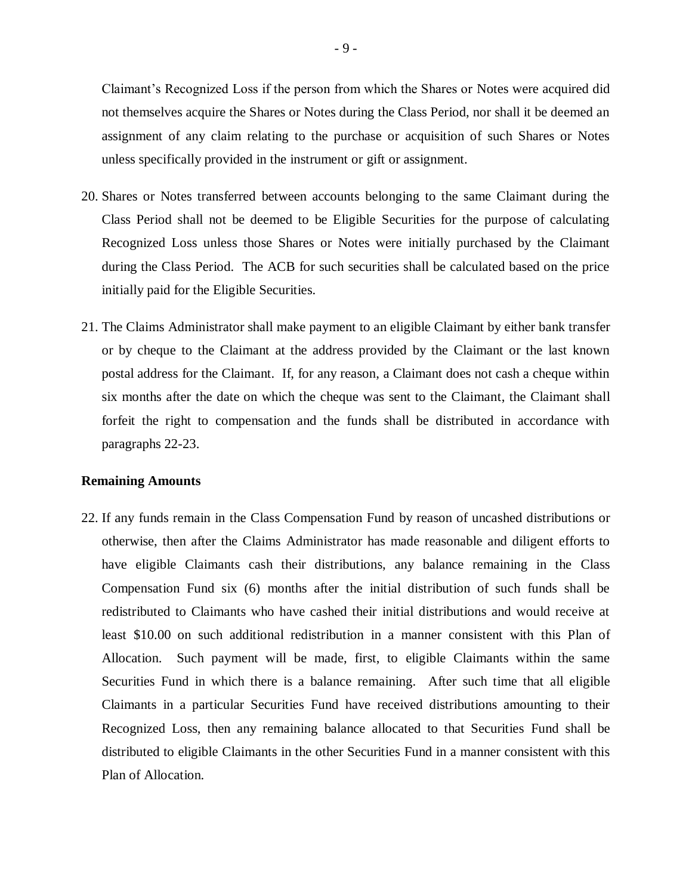Claimant's Recognized Loss if the person from which the Shares or Notes were acquired did not themselves acquire the Shares or Notes during the Class Period, nor shall it be deemed an assignment of any claim relating to the purchase or acquisition of such Shares or Notes unless specifically provided in the instrument or gift or assignment.

20. Shares or Notes transferred between accounts belonging to the same Claimant during the Class Period shall not be deemed to be Eligible Securities for the purpose of calculating Recognized Loss unless those Shares or Notes were initially purchased by the Claimant during the Class Period. The ACB for such securities shall be calculated based on the price initially paid for the Eligible Securities.

21. The Claims Administrator shall make payment to an eligible Claimant by either bank transfer or by cheque to the Claimant at the address provided by the Claimant or the last known postal address for the Claimant. If, for any reason, a Claimant does not cash a cheque within six months after the date on which the cheque was sent to the Claimant, the Claimant shall forfeit the right to compensation and the funds shall be distributed in accordance with paragraphs 22-23.

**Remaining Amounts**

22. If any funds remain in the Class Compensation Fund by reason of uncashed distributions or otherwise, then after the Claims Administrator has made reasonable and diligent efforts to have eligible Claimants cash their distributions, any balance remaining in the Class Compensation Fund six (6) months after the initial distribution of such funds shall be redistributed to Claimants who have cashed their initial distributions and would receive at least $10.00 on such additional redistribution in a manner consistent with this Plan of Allocation. Such payment will be made, first, to eligible Claimants within the same Securities Fund in which there is a balance remaining. After such time that all eligible Claimants in a particular Securities Fund have received distributions amounting to their Recognized Loss, then any remaining balance allocated to that Securities Fund shall be distributed to eligible Claimants in the other Securities Fund in a manner consistent with this Plan of Allocation.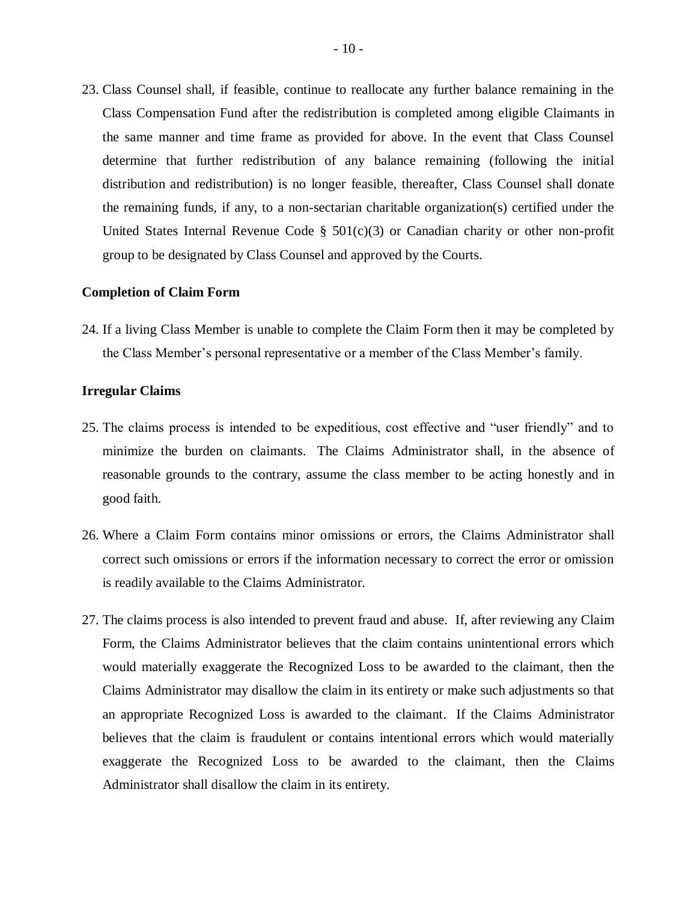23. Class Counsel shall, if feasible, continue to reallocate any further balance remaining in the Class Compensation Fund after the redistribution is completed among eligible Claimants in the same manner and time frame as provided for above. In the event that Class Counsel determine that further redistribution of any balance remaining (following the initial distribution and redistribution) is no longer feasible, thereafter, Class Counsel shall donate the remaining funds, if any, to a non-sectarian charitable organization(s) certified under the United States Internal Revenue Code § 501(c)(3) or Canadian charity or other non-profit group to be designated by Class Counsel and approved by the Courts.

**Completion of Claim Form**

24. If a living Class Member is unable to complete the Claim Form then it may be completed by the Class Member's personal representative or a member of the Class Member's family.

**Irregular Claims**

25. The claims process is intended to be expeditious, cost effective and "user friendly" and to minimize the burden on claimants. The Claims Administrator shall, in the absence of reasonable grounds to the contrary, assume the class member to be acting honestly and in good faith.

26. Where a Claim Form contains minor omissions or errors, the Claims Administrator shall correct such omissions or errors if the information necessary to correct the error or omission is readily available to the Claims Administrator.

27. The claims process is also intended to prevent fraud and abuse. If, after reviewing any Claim Form, the Claims Administrator believes that the claim contains unintentional errors which would materially exaggerate the Recognized Loss to be awarded to the claimant, then the Claims Administrator may disallow the claim in its entirety or make such adjustments so that an appropriate Recognized Loss is awarded to the claimant. If the Claims Administrator believes that the claim is fraudulent or contains intentional errors which would materially exaggerate the Recognized Loss to be awarded to the claimant, then the Claims Administrator shall disallow the claim in its entirety.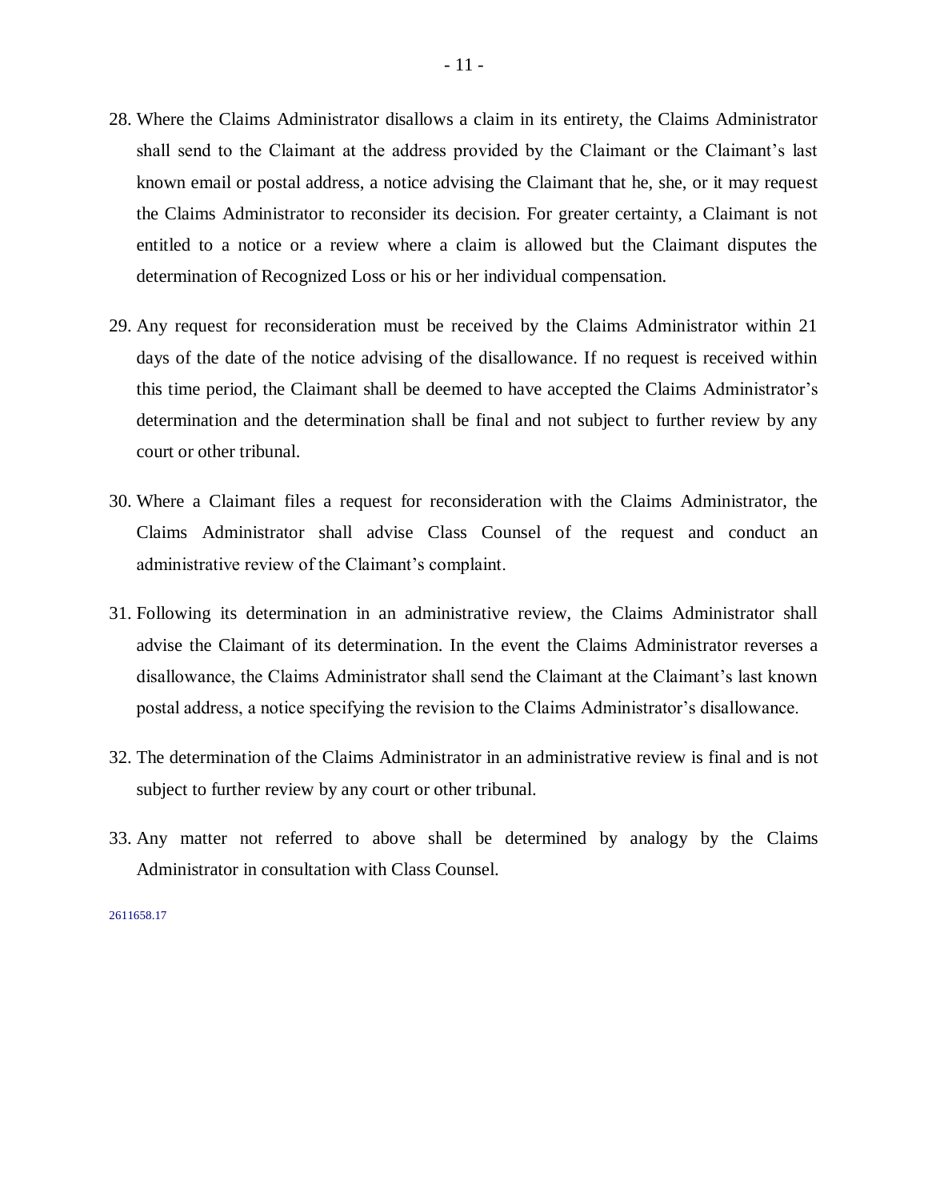28. Where the Claims Administrator disallows a claim in its entirety, the Claims Administrator shall send to the Claimant at the address provided by the Claimant or the Claimant's last known email or postal address, a notice advising the Claimant that he, she, or it may request the Claims Administrator to reconsider its decision. For greater certainty, a Claimant is not entitled to a notice or a review where a claim is allowed but the Claimant disputes the determination of Recognized Loss or his or her individual compensation.

29. Any request for reconsideration must be received by the Claims Administrator within 21 days of the date of the notice advising of the disallowance. If no request is received within this time period, the Claimant shall be deemed to have accepted the Claims Administrator's determination and the determination shall be final and not subject to further review by any court or other tribunal.

30. Where a Claimant files a request for reconsideration with the Claims Administrator, the Claims Administrator shall advise Class Counsel of the request and conduct an administrative review of the Claimant's complaint.

31. Following its determination in an administrative review, the Claims Administrator shall advise the Claimant of its determination. In the event the Claims Administrator reverses a disallowance, the Claims Administrator shall send the Claimant at the Claimant's last known postal address, a notice specifying the revision to the Claims Administrator's disallowance.

32. The determination of the Claims Administrator in an administrative review is final and is not subject to further review by any court or other tribunal.

33. Any matter not referred to above shall be determined by analogy by the Claims Administrator in consultation with Class Counsel.

2611658.17